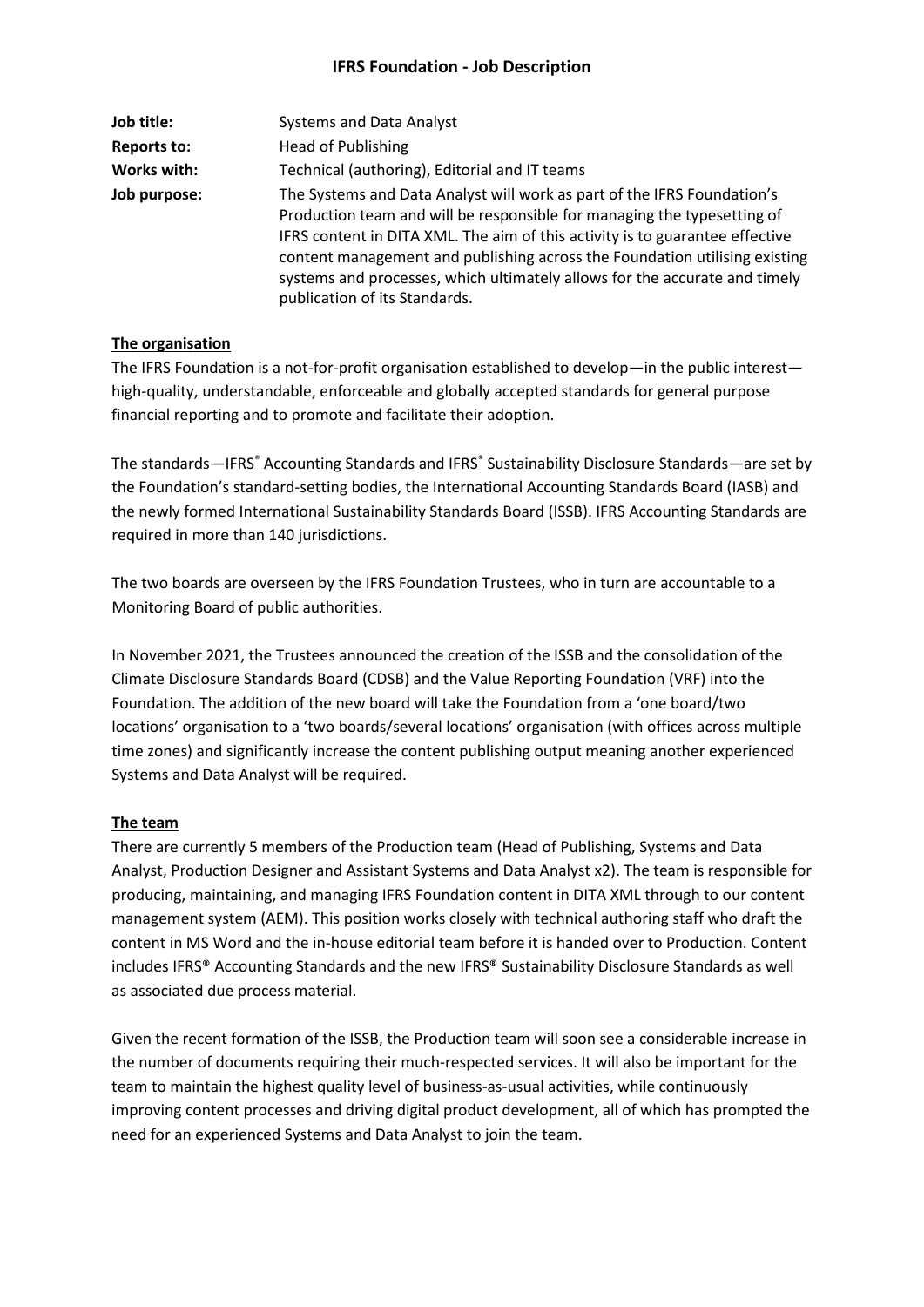# IFRS Foundation - Job Description

| | |
|---|---|
| **Job title:** | Systems and Data Analyst |
| **Reports to:** | Head of Publishing |
| **Works with:** | Technical (authoring), Editorial and IT teams |
| **Job purpose:** | The Systems and Data Analyst will work as part of the IFRS Foundation's Production team and will be responsible for managing the typesetting of IFRS content in DITA XML. The aim of this activity is to guarantee effective content management and publishing across the Foundation utilising existing systems and processes, which ultimately allows for the accurate and timely publication of its Standards. |

## The organisation

The IFRS Foundation is a not-for-profit organisation established to develop—in the public interest—high-quality, understandable, enforceable and globally accepted standards for general purpose financial reporting and to promote and facilitate their adoption.

The standards—IFRS® Accounting Standards and IFRS® Sustainability Disclosure Standards—are set by the Foundation's standard-setting bodies, the International Accounting Standards Board (IASB) and the newly formed International Sustainability Standards Board (ISSB). IFRS Accounting Standards are required in more than 140 jurisdictions.

The two boards are overseen by the IFRS Foundation Trustees, who in turn are accountable to a Monitoring Board of public authorities.

In November 2021, the Trustees announced the creation of the ISSB and the consolidation of the Climate Disclosure Standards Board (CDSB) and the Value Reporting Foundation (VRF) into the Foundation. The addition of the new board will take the Foundation from a 'one board/two locations' organisation to a 'two boards/several locations' organisation (with offices across multiple time zones) and significantly increase the content publishing output meaning another experienced Systems and Data Analyst will be required.

## The team

There are currently 5 members of the Production team (Head of Publishing, Systems and Data Analyst, Production Designer and Assistant Systems and Data Analyst x2). The team is responsible for producing, maintaining, and managing IFRS Foundation content in DITA XML through to our content management system (AEM). This position works closely with technical authoring staff who draft the content in MS Word and the in-house editorial team before it is handed over to Production. Content includes IFRS® Accounting Standards and the new IFRS® Sustainability Disclosure Standards as well as associated due process material.

Given the recent formation of the ISSB, the Production team will soon see a considerable increase in the number of documents requiring their much-respected services. It will also be important for the team to maintain the highest quality level of business-as-usual activities, while continuously improving content processes and driving digital product development, all of which has prompted the need for an experienced Systems and Data Analyst to join the team.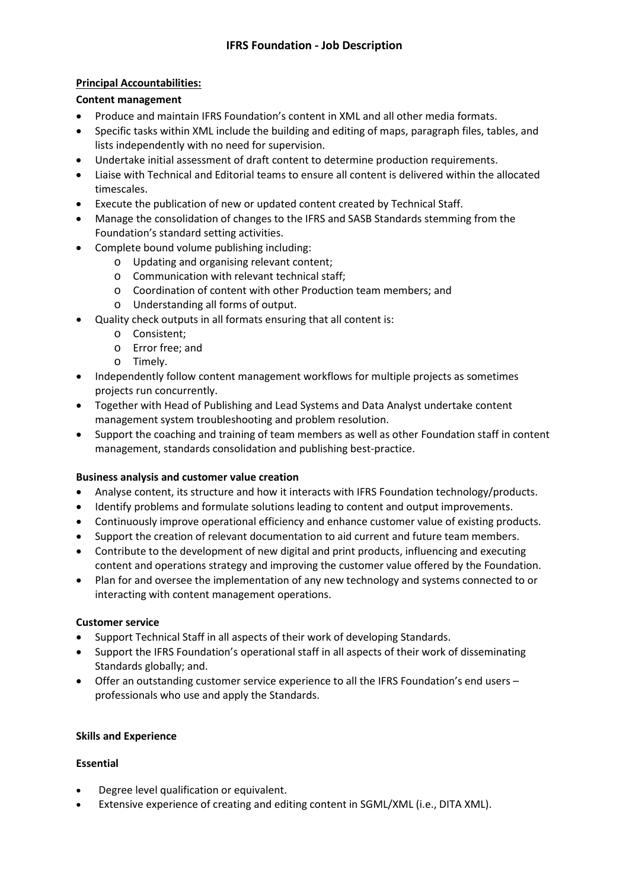## IFRS Foundation - Job Description

**Principal Accountabilities:**

**Content management**

- Produce and maintain IFRS Foundation's content in XML and all other media formats.
- Specific tasks within XML include the building and editing of maps, paragraph files, tables, and lists independently with no need for supervision.
- Undertake initial assessment of draft content to determine production requirements.
- Liaise with Technical and Editorial teams to ensure all content is delivered within the allocated timescales.
- Execute the publication of new or updated content created by Technical Staff.
- Manage the consolidation of changes to the IFRS and SASB Standards stemming from the Foundation's standard setting activities.
- Complete bound volume publishing including:
  - Updating and organising relevant content;
  - Communication with relevant technical staff;
  - Coordination of content with other Production team members; and
  - Understanding all forms of output.
- Quality check outputs in all formats ensuring that all content is:
  - Consistent;
  - Error free; and
  - Timely.
- Independently follow content management workflows for multiple projects as sometimes projects run concurrently.
- Together with Head of Publishing and Lead Systems and Data Analyst undertake content management system troubleshooting and problem resolution.
- Support the coaching and training of team members as well as other Foundation staff in content management, standards consolidation and publishing best-practice.

**Business analysis and customer value creation**

- Analyse content, its structure and how it interacts with IFRS Foundation technology/products.
- Identify problems and formulate solutions leading to content and output improvements.
- Continuously improve operational efficiency and enhance customer value of existing products.
- Support the creation of relevant documentation to aid current and future team members.
- Contribute to the development of new digital and print products, influencing and executing content and operations strategy and improving the customer value offered by the Foundation.
- Plan for and oversee the implementation of any new technology and systems connected to or interacting with content management operations.

**Customer service**

- Support Technical Staff in all aspects of their work of developing Standards.
- Support the IFRS Foundation's operational staff in all aspects of their work of disseminating Standards globally; and.
- Offer an outstanding customer service experience to all the IFRS Foundation's end users – professionals who use and apply the Standards.

**Skills and Experience**

**Essential**

- Degree level qualification or equivalent.
- Extensive experience of creating and editing content in SGML/XML (i.e., DITA XML).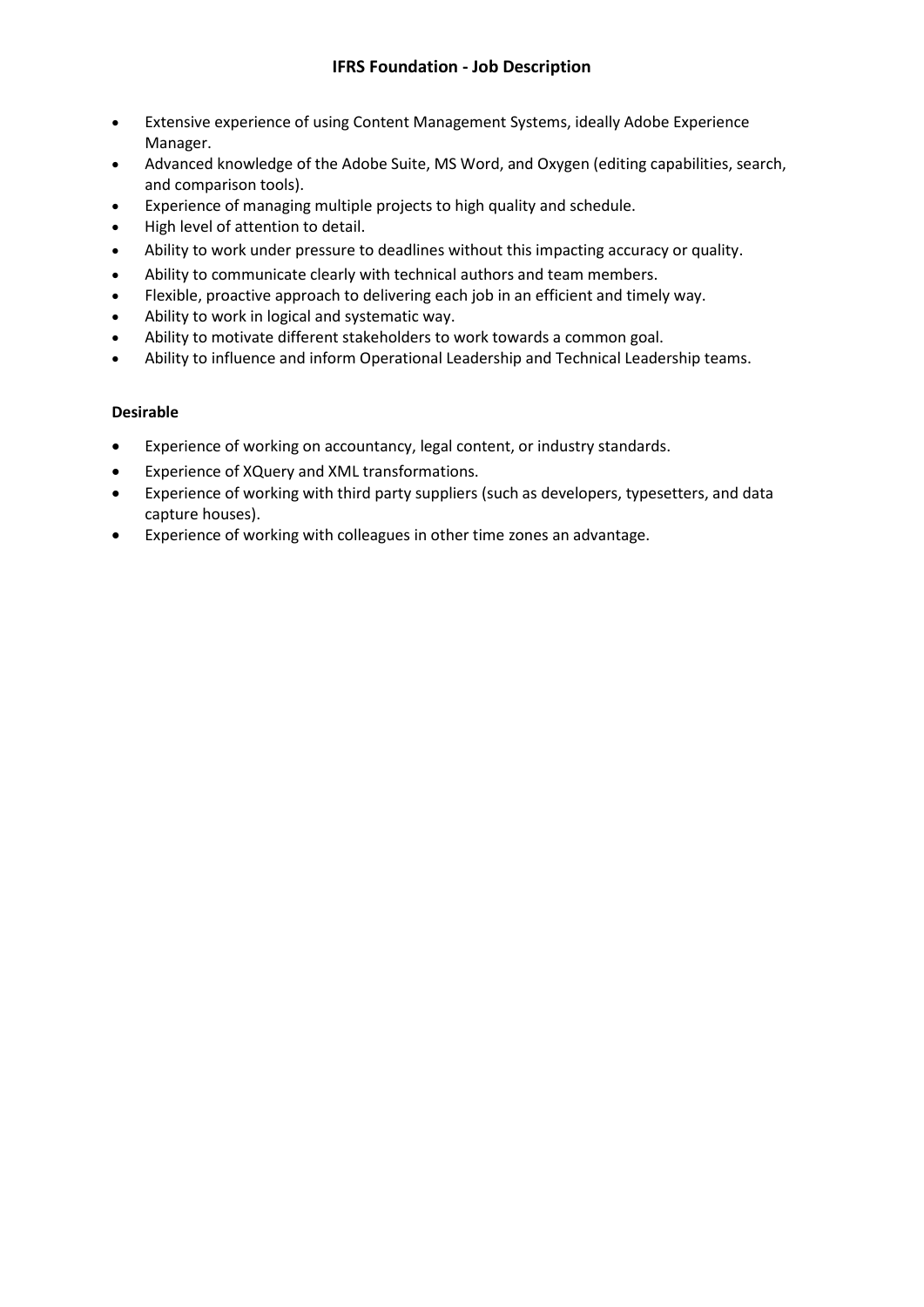- Extensive experience of using Content Management Systems, ideally Adobe Experience Manager.
- Advanced knowledge of the Adobe Suite, MS Word, and Oxygen (editing capabilities, search, and comparison tools).
- Experience of managing multiple projects to high quality and schedule.
- High level of attention to detail.
- Ability to work under pressure to deadlines without this impacting accuracy or quality.
- Ability to communicate clearly with technical authors and team members.
- Flexible, proactive approach to delivering each job in an efficient and timely way.
- Ability to work in logical and systematic way.
- Ability to motivate different stakeholders to work towards a common goal.
- Ability to influence and inform Operational Leadership and Technical Leadership teams.

**Desirable**

- Experience of working on accountancy, legal content, or industry standards.
- Experience of XQuery and XML transformations.
- Experience of working with third party suppliers (such as developers, typesetters, and data capture houses).
- Experience of working with colleagues in other time zones an advantage.